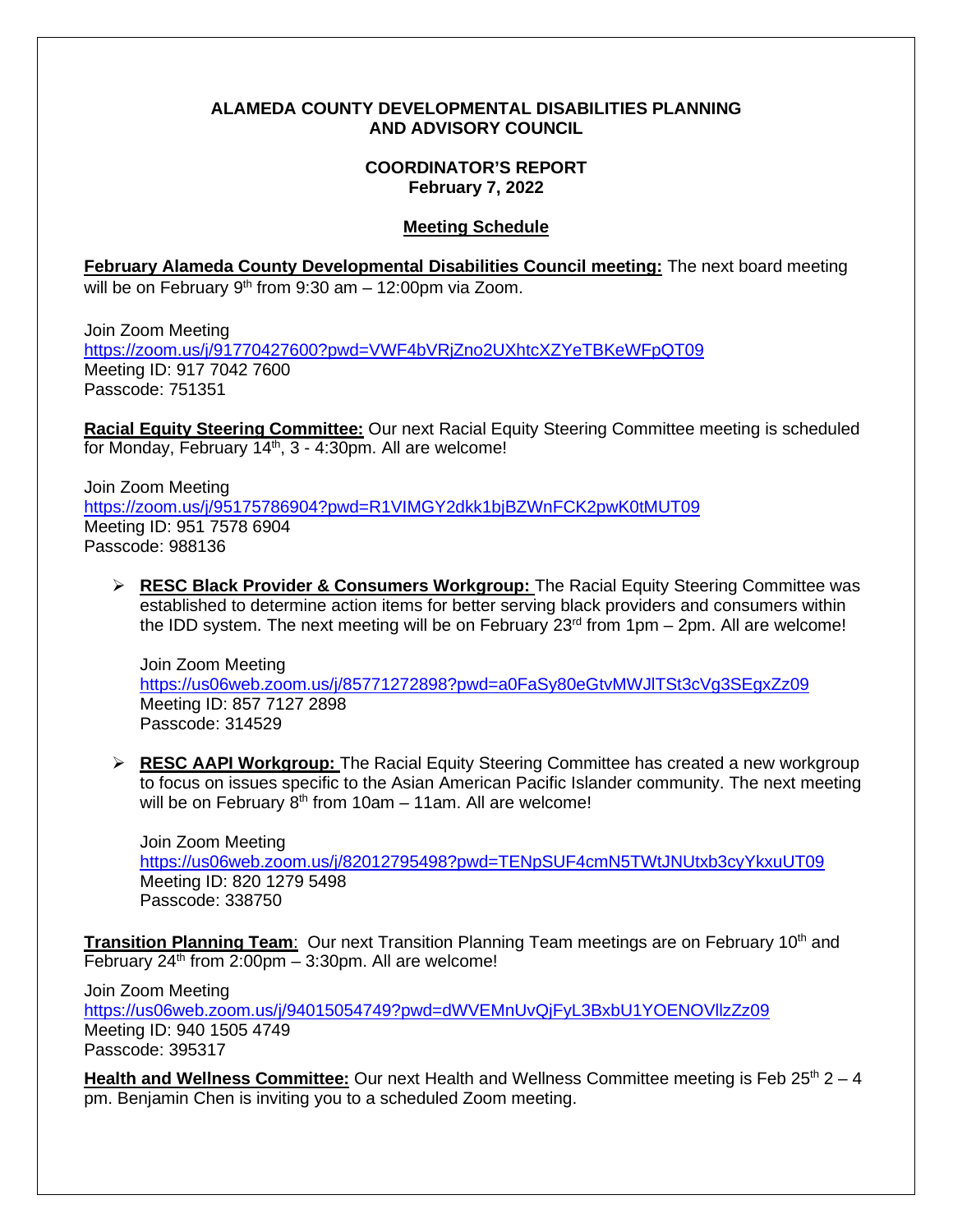**ALAMEDA COUNTY DEVELOPMENTAL DISABILITIES PLANNING AND ADVISORY COUNCIL**

**COORDINATOR'S REPORT**
**February 7, 2022**

## Meeting Schedule

**February Alameda County Developmental Disabilities Council meeting:** The next board meeting will be on February 9th from 9:30 am – 12:00pm via Zoom.

Join Zoom Meeting
https://zoom.us/j/91770427600?pwd=VWF4bVRjZno2UXhtcXZYeTBKeWFpQT09
Meeting ID: 917 7042 7600
Passcode: 751351

**Racial Equity Steering Committee:** Our next Racial Equity Steering Committee meeting is scheduled for Monday, February 14th, 3 - 4:30pm. All are welcome!

Join Zoom Meeting
https://zoom.us/j/95175786904?pwd=R1VIMGY2dkk1bjBZWnFCK2pwK0tMUT09
Meeting ID: 951 7578 6904
Passcode: 988136

- **RESC Black Provider & Consumers Workgroup:** The Racial Equity Steering Committee was established to determine action items for better serving black providers and consumers within the IDD system. The next meeting will be on February 23rd from 1pm – 2pm. All are welcome!

  Join Zoom Meeting
  https://us06web.zoom.us/j/85771272898?pwd=a0FaSy80eGtvMWJlTSt3cVg3SEgxZz09
  Meeting ID: 857 7127 2898
  Passcode: 314529

- **RESC AAPI Workgroup:** The Racial Equity Steering Committee has created a new workgroup to focus on issues specific to the Asian American Pacific Islander community. The next meeting will be on February 8th from 10am – 11am. All are welcome!

  Join Zoom Meeting
  https://us06web.zoom.us/j/82012795498?pwd=TENpSUF4cmN5TWtJNUtxb3cyYkxuUT09
  Meeting ID: 820 1279 5498
  Passcode: 338750

**Transition Planning Team**: Our next Transition Planning Team meetings are on February 10th and February 24th from 2:00pm – 3:30pm. All are welcome!

Join Zoom Meeting
https://us06web.zoom.us/j/94015054749?pwd=dWVEMnUvQjFyL3BxbU1YOENOVllzZz09
Meeting ID: 940 1505 4749
Passcode: 395317

**Health and Wellness Committee:** Our next Health and Wellness Committee meeting is Feb 25th 2 – 4 pm. Benjamin Chen is inviting you to a scheduled Zoom meeting.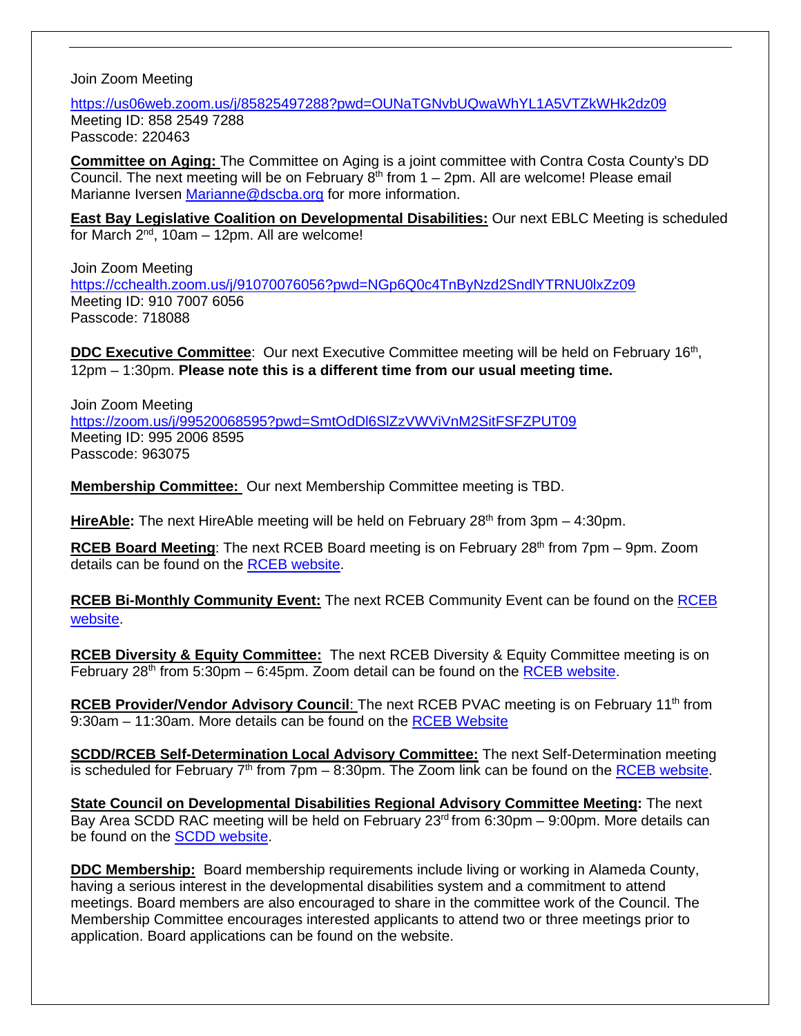Join Zoom Meeting

https://us06web.zoom.us/j/85825497288?pwd=OUNaTGNvbUQwaWhYL1A5VTZkWHk2dz09
Meeting ID: 858 2549 7288
Passcode: 220463

**Committee on Aging:** The Committee on Aging is a joint committee with Contra Costa County's DD Council. The next meeting will be on February 8th from 1 – 2pm. All are welcome! Please email Marianne Iversen Marianne@dscba.org for more information.

**East Bay Legislative Coalition on Developmental Disabilities:** Our next EBLC Meeting is scheduled for March 2nd, 10am – 12pm. All are welcome!

Join Zoom Meeting
https://cchealth.zoom.us/j/91070076056?pwd=NGp6Q0c4TnByNzd2SndlYTRNU0lxZz09
Meeting ID: 910 7007 6056
Passcode: 718088

**DDC Executive Committee**: Our next Executive Committee meeting will be held on February 16th, 12pm – 1:30pm. **Please note this is a different time from our usual meeting time.**

Join Zoom Meeting
https://zoom.us/j/99520068595?pwd=SmtOdDl6SlZzVWViVnM2SitFSFZPUT09
Meeting ID: 995 2006 8595
Passcode: 963075

**Membership Committee:** Our next Membership Committee meeting is TBD.

**HireAble:** The next HireAble meeting will be held on February 28th from 3pm – 4:30pm.

**RCEB Board Meeting**: The next RCEB Board meeting is on February 28th from 7pm – 9pm. Zoom details can be found on the RCEB website.

**RCEB Bi-Monthly Community Event:** The next RCEB Community Event can be found on the RCEB website.

**RCEB Diversity & Equity Committee:** The next RCEB Diversity & Equity Committee meeting is on February 28th from 5:30pm – 6:45pm. Zoom detail can be found on the RCEB website.

**RCEB Provider/Vendor Advisory Council**: The next RCEB PVAC meeting is on February 11th from 9:30am – 11:30am. More details can be found on the RCEB Website

**SCDD/RCEB Self-Determination Local Advisory Committee:** The next Self-Determination meeting is scheduled for February 7th from 7pm – 8:30pm. The Zoom link can be found on the RCEB website.

**State Council on Developmental Disabilities Regional Advisory Committee Meeting:** The next Bay Area SCDD RAC meeting will be held on February 23rd from 6:30pm – 9:00pm. More details can be found on the SCDD website.

**DDC Membership:** Board membership requirements include living or working in Alameda County, having a serious interest in the developmental disabilities system and a commitment to attend meetings. Board members are also encouraged to share in the committee work of the Council. The Membership Committee encourages interested applicants to attend two or three meetings prior to application. Board applications can be found on the website.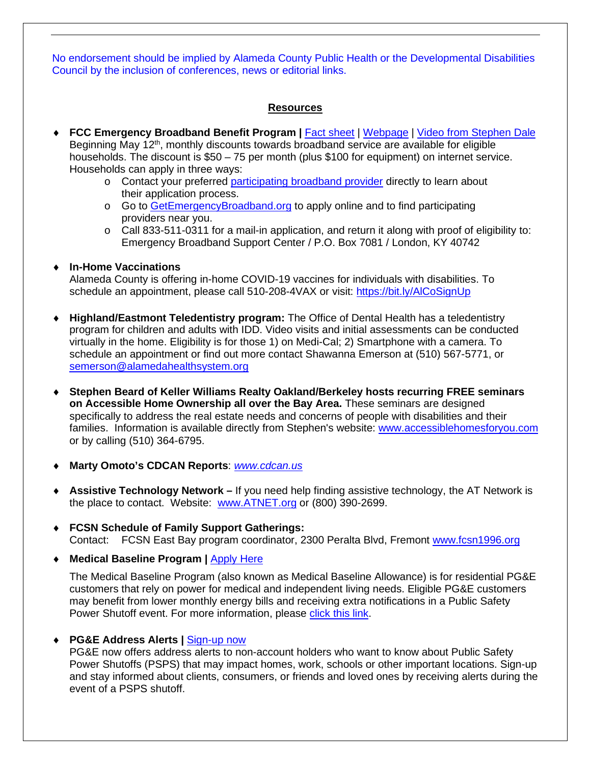No endorsement should be implied by Alameda County Public Health or the Developmental Disabilities Council by the inclusion of conferences, news or editorial links.

## Resources

- **FCC Emergency Broadband Benefit Program |** Fact sheet | Webpage | Video from Stephen Dale
  Beginning May 12th, monthly discounts towards broadband service are available for eligible households. The discount is $50 – 75 per month (plus $100 for equipment) on internet service. Households can apply in three ways:
  - Contact your preferred participating broadband provider directly to learn about their application process.
  - Go to GetEmergencyBroadband.org to apply online and to find participating providers near you.
  - Call 833-511-0311 for a mail-in application, and return it along with proof of eligibility to: Emergency Broadband Support Center / P.O. Box 7081 / London, KY 40742

- **In-Home Vaccinations**
  Alameda County is offering in-home COVID-19 vaccines for individuals with disabilities. To schedule an appointment, please call 510-208-4VAX or visit: https://bit.ly/AlCoSignUp

- **Highland/Eastmont Teledentistry program:** The Office of Dental Health has a teledentistry program for children and adults with IDD. Video visits and initial assessments can be conducted virtually in the home. Eligibility is for those 1) on Medi-Cal; 2) Smartphone with a camera. To schedule an appointment or find out more contact Shawanna Emerson at (510) 567-5771, or semerson@alamedahealthsystem.org

- **Stephen Beard of Keller Williams Realty Oakland/Berkeley hosts recurring FREE seminars on Accessible Home Ownership all over the Bay Area.** These seminars are designed specifically to address the real estate needs and concerns of people with disabilities and their families. Information is available directly from Stephen's website: www.accessiblehomesforyou.com or by calling (510) 364-6795.

- **Marty Omoto's CDCAN Reports**: *www.cdcan.us*

- **Assistive Technology Network –** If you need help finding assistive technology, the AT Network is the place to contact. Website: www.ATNET.org or (800) 390-2699.

- **FCSN Schedule of Family Support Gatherings:**
  Contact: FCSN East Bay program coordinator, 2300 Peralta Blvd, Fremont www.fcsn1996.org

- **Medical Baseline Program |** Apply Here

  The Medical Baseline Program (also known as Medical Baseline Allowance) is for residential PG&E customers that rely on power for medical and independent living needs. Eligible PG&E customers may benefit from lower monthly energy bills and receiving extra notifications in a Public Safety Power Shutoff event. For more information, please click this link.

- **PG&E Address Alerts |** Sign-up now
  PG&E now offers address alerts to non-account holders who want to know about Public Safety Power Shutoffs (PSPS) that may impact homes, work, schools or other important locations. Sign-up and stay informed about clients, consumers, or friends and loved ones by receiving alerts during the event of a PSPS shutoff.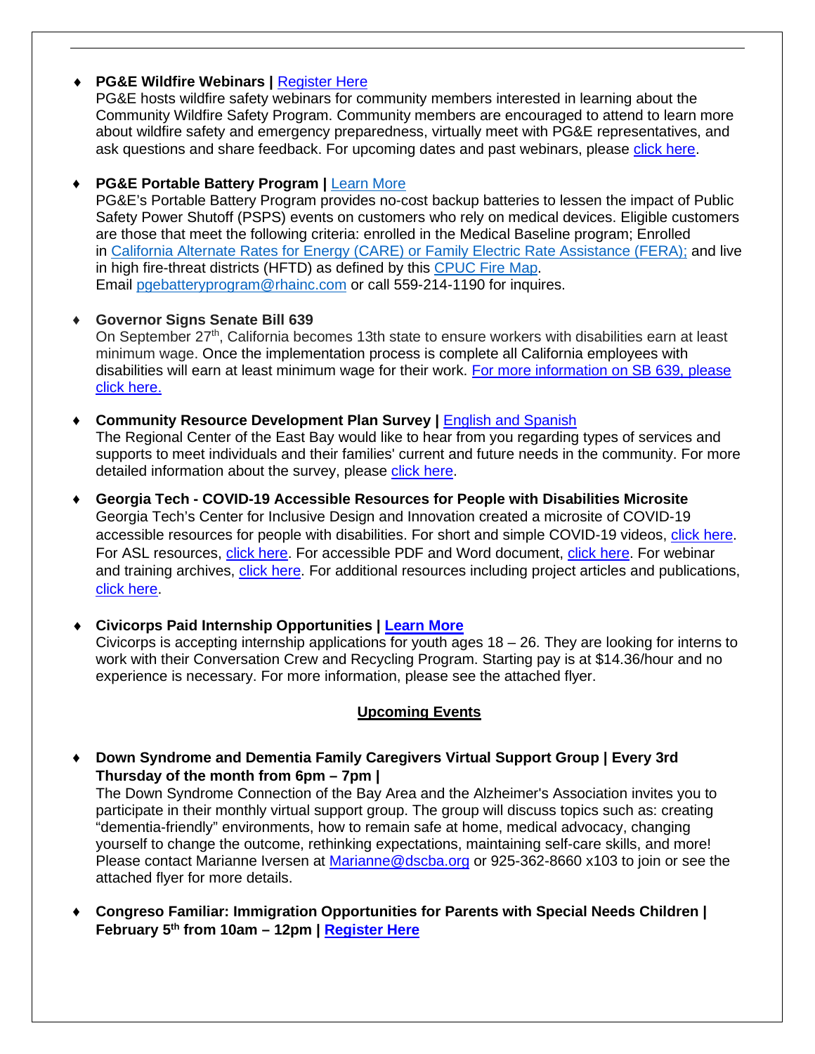- **PG&E Wildfire Webinars |** Register Here
  PG&E hosts wildfire safety webinars for community members interested in learning about the Community Wildfire Safety Program. Community members are encouraged to attend to learn more about wildfire safety and emergency preparedness, virtually meet with PG&E representatives, and ask questions and share feedback. For upcoming dates and past webinars, please click here.

- **PG&E Portable Battery Program |** Learn More
  PG&E's Portable Battery Program provides no-cost backup batteries to lessen the impact of Public Safety Power Shutoff (PSPS) events on customers who rely on medical devices. Eligible customers are those that meet the following criteria: enrolled in the Medical Baseline program; Enrolled in California Alternate Rates for Energy (CARE) or Family Electric Rate Assistance (FERA); and live in high fire-threat districts (HFTD) as defined by this CPUC Fire Map.
  Email pgebatteryprogram@rhainc.com or call 559-214-1190 for inquires.

- **Governor Signs Senate Bill 639**
  On September 27th, California becomes 13th state to ensure workers with disabilities earn at least minimum wage. Once the implementation process is complete all California employees with disabilities will earn at least minimum wage for their work. For more information on SB 639, please click here.

- **Community Resource Development Plan Survey |** English and Spanish
  The Regional Center of the East Bay would like to hear from you regarding types of services and supports to meet individuals and their families' current and future needs in the community. For more detailed information about the survey, please click here.

- **Georgia Tech - COVID-19 Accessible Resources for People with Disabilities Microsite**
  Georgia Tech's Center for Inclusive Design and Innovation created a microsite of COVID-19 accessible resources for people with disabilities. For short and simple COVID-19 videos, click here. For ASL resources, click here. For accessible PDF and Word document, click here. For webinar and training archives, click here. For additional resources including project articles and publications, click here.

- **Civicorps Paid Internship Opportunities | Learn More**
  Civicorps is accepting internship applications for youth ages 18 – 26. They are looking for interns to work with their Conversation Crew and Recycling Program. Starting pay is at $14.36/hour and no experience is necessary. For more information, please see the attached flyer.

## Upcoming Events

- **Down Syndrome and Dementia Family Caregivers Virtual Support Group | Every 3rd Thursday of the month from 6pm – 7pm |**
  The Down Syndrome Connection of the Bay Area and the Alzheimer's Association invites you to participate in their monthly virtual support group. The group will discuss topics such as: creating "dementia-friendly" environments, how to remain safe at home, medical advocacy, changing yourself to change the outcome, rethinking expectations, maintaining self-care skills, and more! Please contact Marianne Iversen at Marianne@dscba.org or 925-362-8660 x103 to join or see the attached flyer for more details.

- **Congreso Familiar: Immigration Opportunities for Parents with Special Needs Children | February 5th from 10am – 12pm | Register Here**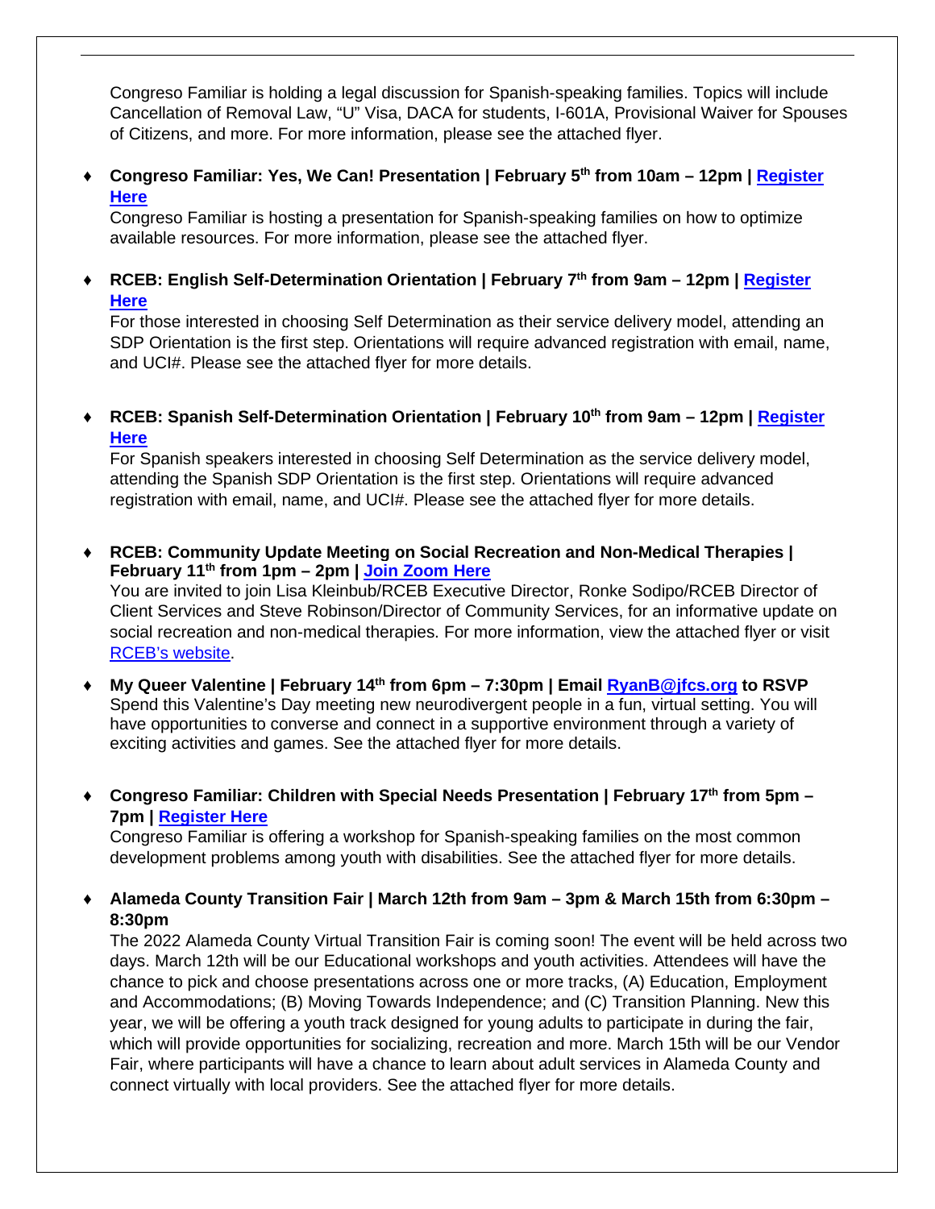Congreso Familiar is holding a legal discussion for Spanish-speaking families. Topics will include Cancellation of Removal Law, "U" Visa, DACA for students, I-601A, Provisional Waiver for Spouses of Citizens, and more. For more information, please see the attached flyer.

- **Congreso Familiar: Yes, We Can! Presentation | February 5th from 10am – 12pm | Register Here**
  Congreso Familiar is hosting a presentation for Spanish-speaking families on how to optimize available resources. For more information, please see the attached flyer.

- **RCEB: English Self-Determination Orientation | February 7th from 9am – 12pm | Register Here**
  For those interested in choosing Self Determination as their service delivery model, attending an SDP Orientation is the first step. Orientations will require advanced registration with email, name, and UCI#. Please see the attached flyer for more details.

- **RCEB: Spanish Self-Determination Orientation | February 10th from 9am – 12pm | Register Here**
  For Spanish speakers interested in choosing Self Determination as the service delivery model, attending the Spanish SDP Orientation is the first step. Orientations will require advanced registration with email, name, and UCI#. Please see the attached flyer for more details.

- **RCEB: Community Update Meeting on Social Recreation and Non-Medical Therapies | February 11th from 1pm – 2pm | Join Zoom Here**
  You are invited to join Lisa Kleinbub/RCEB Executive Director, Ronke Sodipo/RCEB Director of Client Services and Steve Robinson/Director of Community Services, for an informative update on social recreation and non-medical therapies. For more information, view the attached flyer or visit RCEB's website.

- **My Queer Valentine | February 14th from 6pm – 7:30pm | Email RyanB@jfcs.org to RSVP**
  Spend this Valentine's Day meeting new neurodivergent people in a fun, virtual setting. You will have opportunities to converse and connect in a supportive environment through a variety of exciting activities and games. See the attached flyer for more details.

- **Congreso Familiar: Children with Special Needs Presentation | February 17th from 5pm – 7pm | Register Here**
  Congreso Familiar is offering a workshop for Spanish-speaking families on the most common development problems among youth with disabilities. See the attached flyer for more details.

- **Alameda County Transition Fair | March 12th from 9am – 3pm & March 15th from 6:30pm – 8:30pm**
  The 2022 Alameda County Virtual Transition Fair is coming soon! The event will be held across two days. March 12th will be our Educational workshops and youth activities. Attendees will have the chance to pick and choose presentations across one or more tracks, (A) Education, Employment and Accommodations; (B) Moving Towards Independence; and (C) Transition Planning. New this year, we will be offering a youth track designed for young adults to participate in during the fair, which will provide opportunities for socializing, recreation and more. March 15th will be our Vendor Fair, where participants will have a chance to learn about adult services in Alameda County and connect virtually with local providers. See the attached flyer for more details.